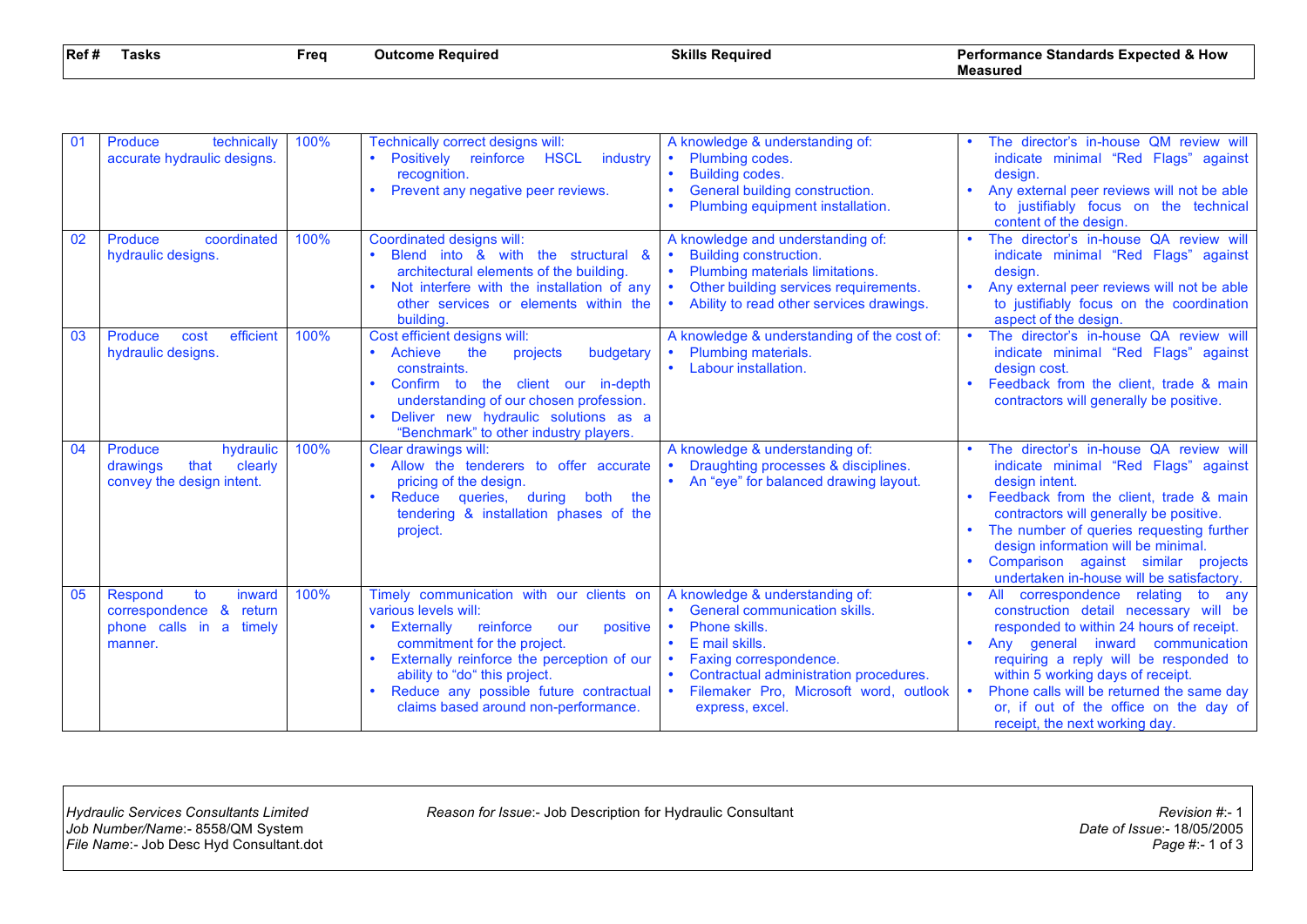| Ref # | Tasks | Freq | Outcome Required | Skills Required | Performance Standards Expected & How Measured |
|---|---|---|---|---|---|
| 01 | Produce technically accurate hydraulic designs. | 100% | Technically correct designs will:<br>• Positively reinforce HSCL industry recognition.<br>• Prevent any negative peer reviews. | A knowledge & understanding of:<br>• Plumbing codes.<br>• Building codes.<br>• General building construction.<br>• Plumbing equipment installation. | • The director's in-house QM review will indicate minimal "Red Flags" against design.<br>• Any external peer reviews will not be able to justifiably focus on the technical content of the design. |
| 02 | Produce coordinated hydraulic designs. | 100% | Coordinated designs will:<br>• Blend into & with the structural & architectural elements of the building.<br>• Not interfere with the installation of any other services or elements within the building. | A knowledge and understanding of:<br>• Building construction.<br>• Plumbing materials limitations.<br>• Other building services requirements.<br>• Ability to read other services drawings. | • The director's in-house QA review will indicate minimal "Red Flags" against design.<br>• Any external peer reviews will not be able to justifiably focus on the coordination aspect of the design. |
| 03 | Produce cost efficient hydraulic designs. | 100% | Cost efficient designs will:<br>• Achieve the projects budgetary constraints.<br>• Confirm to the client our in-depth understanding of our chosen profession.<br>• Deliver new hydraulic solutions as a "Benchmark" to other industry players. | A knowledge & understanding of the cost of:<br>• Plumbing materials.<br>• Labour installation. | • The director's in-house QA review will indicate minimal "Red Flags" against design cost.<br>• Feedback from the client, trade & main contractors will generally be positive. |
| 04 | Produce hydraulic drawings that clearly convey the design intent. | 100% | Clear drawings will:<br>• Allow the tenderers to offer accurate pricing of the design.<br>• Reduce queries, during both the tendering & installation phases of the project. | A knowledge & understanding of:<br>• Draughting processes & disciplines.<br>• An "eye" for balanced drawing layout. | • The director's in-house QA review will indicate minimal "Red Flags" against design intent.<br>• Feedback from the client, trade & main contractors will generally be positive.<br>• The number of queries requesting further design information will be minimal.<br>• Comparison against similar projects undertaken in-house will be satisfactory. |
| 05 | Respond to inward correspondence & return phone calls in a timely manner. | 100% | Timely communication with our clients on various levels will:<br>• Externally reinforce our positive commitment for the project.<br>• Externally reinforce the perception of our ability to "do" this project.<br>• Reduce any possible future contractual claims based around non-performance. | A knowledge & understanding of:<br>• General communication skills.<br>• Phone skills.<br>• E mail skills.<br>• Faxing correspondence.<br>• Contractual administration procedures.<br>• Filemaker Pro, Microsoft word, outlook express, excel. | • All correspondence relating to any construction detail necessary will be responded to within 24 hours of receipt.<br>• Any general inward communication requiring a reply will be responded to within 5 working days of receipt.<br>• Phone calls will be returned the same day or, if out of the office on the day of receipt, the next working day. |

*Hydraulic Services Consultants Limited*
*Job Number/Name*:- 8558/QM System
*File Name*:- Job Desc Hyd Consultant.dot

*Reason for Issue*:- Job Description for Hydraulic Consultant

*Revision #*:- 1
*Date of Issue*:- 18/05/2005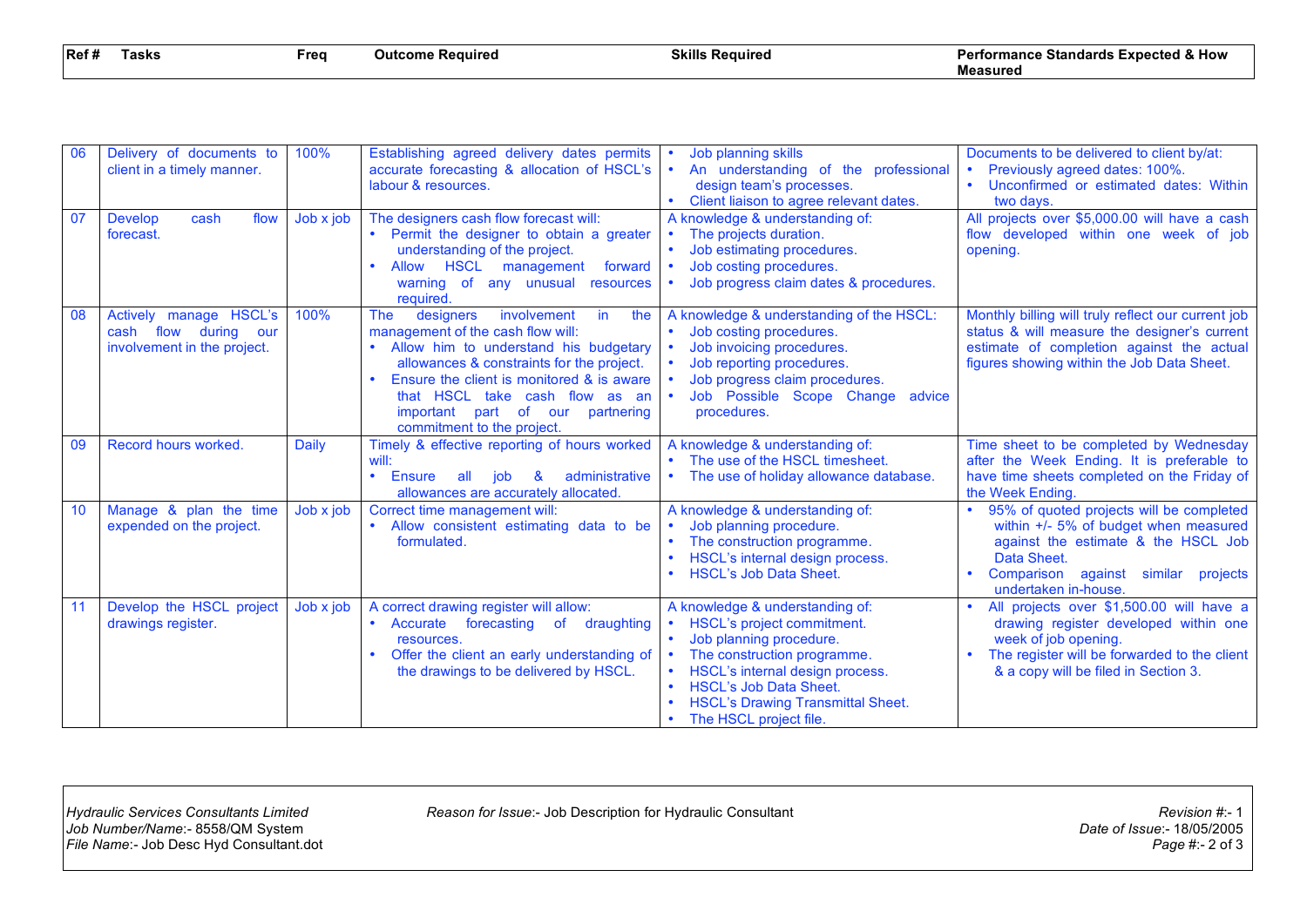| Ref # | Tasks | Freq | Outcome Required | Skills Required | Performance Standards Expected & How Measured |
|---|---|---|---|---|---|
| 06 | Delivery of documents to client in a timely manner. | 100% | Establishing agreed delivery dates permits accurate forecasting & allocation of HSCL's labour & resources. | • Job planning skills<br>• An understanding of the professional design team's processes.<br>• Client liaison to agree relevant dates. | Documents to be delivered to client by/at:<br>• Previously agreed dates: 100%.<br>• Unconfirmed or estimated dates: Within two days. |
| 07 | Develop cash flow forecast. | Job x job | The designers cash flow forecast will:<br>• Permit the designer to obtain a greater understanding of the project.<br>• Allow HSCL management forward warning of any unusual resources required. | A knowledge & understanding of:<br>• The projects duration.<br>• Job estimating procedures.<br>• Job costing procedures.<br>• Job progress claim dates & procedures. | All projects over $5,000.00 will have a cash flow developed within one week of job opening. |
| 08 | Actively manage HSCL's cash flow during our involvement in the project. | 100% | The designers involvement in the management of the cash flow will:<br>• Allow him to understand his budgetary allowances & constraints for the project.<br>• Ensure the client is monitored & is aware that HSCL take cash flow as an important part of our partnering commitment to the project. | A knowledge & understanding of the HSCL:<br>• Job costing procedures.<br>• Job invoicing procedures.<br>• Job reporting procedures.<br>• Job progress claim procedures.<br>• Job Possible Scope Change advice procedures. | Monthly billing will truly reflect our current job status & will measure the designer's current estimate of completion against the actual figures showing within the Job Data Sheet. |
| 09 | Record hours worked. | Daily | Timely & effective reporting of hours worked will:<br>• Ensure all job & administrative allowances are accurately allocated. | A knowledge & understanding of:<br>• The use of the HSCL timesheet.<br>• The use of holiday allowance database. | Time sheet to be completed by Wednesday after the Week Ending. It is preferable to have time sheets completed on the Friday of the Week Ending. |
| 10 | Manage & plan the time expended on the project. | Job x job | Correct time management will:<br>• Allow consistent estimating data to be formulated. | A knowledge & understanding of:<br>• Job planning procedure.<br>• The construction programme.<br>• HSCL's internal design process.<br>• HSCL's Job Data Sheet. | • 95% of quoted projects will be completed within +/- 5% of budget when measured against the estimate & the HSCL Job Data Sheet.<br>• Comparison against similar projects undertaken in-house. |
| 11 | Develop the HSCL project drawings register. | Job x job | A correct drawing register will allow:<br>• Accurate forecasting of draughting resources.<br>• Offer the client an early understanding of the drawings to be delivered by HSCL. | A knowledge & understanding of:<br>• HSCL's project commitment.<br>• Job planning procedure.<br>• The construction programme.<br>• HSCL's internal design process.<br>• HSCL's Job Data Sheet.<br>• HSCL's Drawing Transmittal Sheet.<br>• The HSCL project file. | • All projects over $1,500.00 will have a drawing register developed within one week of job opening.<br>• The register will be forwarded to the client & a copy will be filed in Section 3. |

*Hydraulic Services Consultants Limited*
*Job Number/Name*:- 8558/QM System
*File Name*:- Job Desc Hyd Consultant.dot

*Reason for Issue*:- Job Description for Hydraulic Consultant

*Revision #*:- 1
*Date of Issue*:- 18/05/2005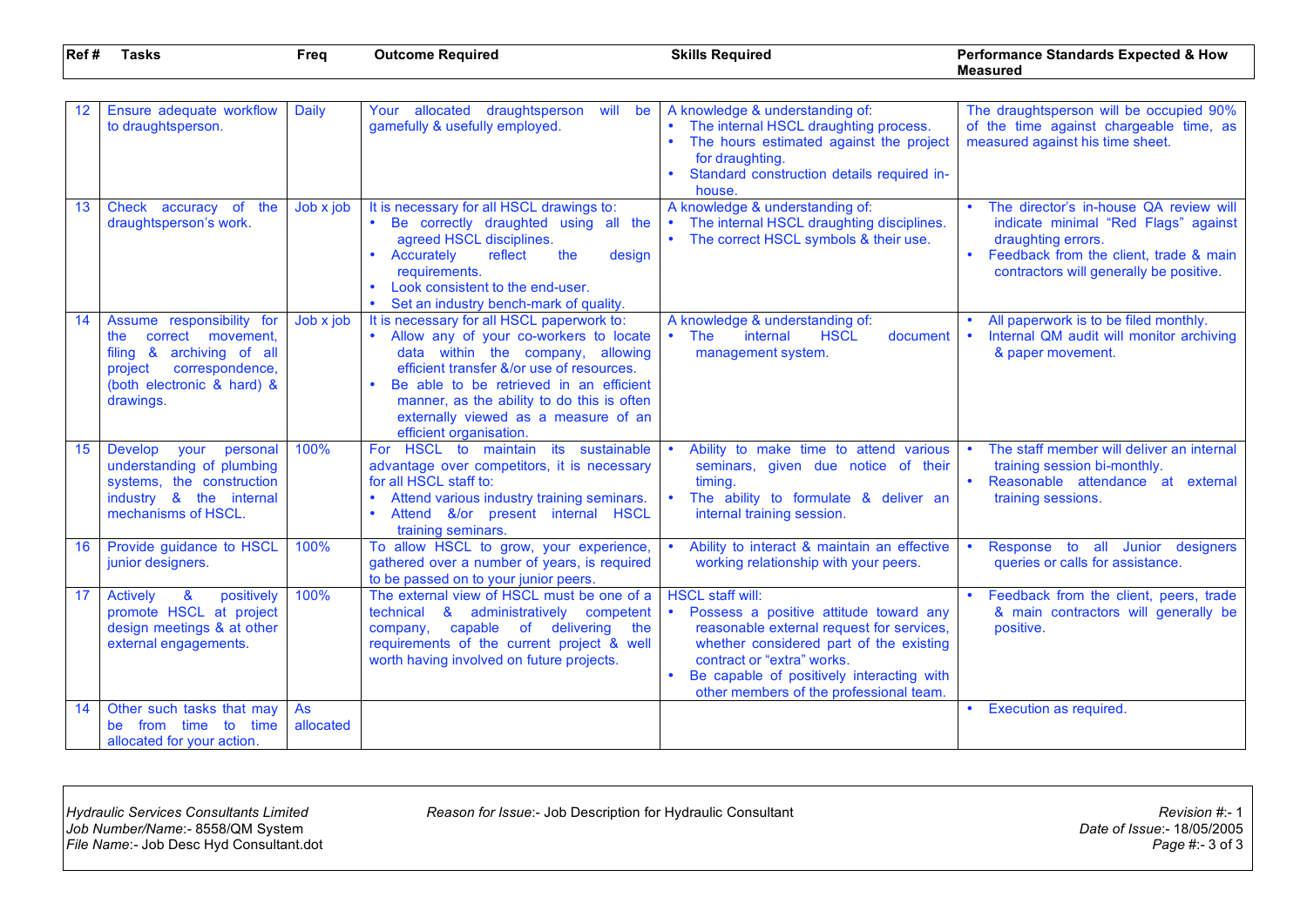| Ref # | Tasks | Freq | Outcome Required | Skills Required | Performance Standards Expected & How Measured |
|---|---|---|---|---|---|
| 12 | Ensure adequate workflow to draughtsperson. | Daily | Your allocated draughtsperson will be gamefully & usefully employed. | A knowledge & understanding of: • The internal HSCL draughting process. • The hours estimated against the project for draughting. • Standard construction details required in-house. | The draughtsperson will be occupied 90% of the time against chargeable time, as measured against his time sheet. |
| 13 | Check accuracy of the draughtsperson's work. | Job x job | It is necessary for all HSCL drawings to: • Be correctly draughted using all the agreed HSCL disciplines. • Accurately reflect the design requirements. • Look consistent to the end-user. • Set an industry bench-mark of quality. | A knowledge & understanding of: • The internal HSCL draughting disciplines. • The correct HSCL symbols & their use. | • The director's in-house QA review will indicate minimal "Red Flags" against draughting errors. • Feedback from the client, trade & main contractors will generally be positive. |
| 14 | Assume responsibility for the correct movement, filing & archiving of all project correspondence, (both electronic & hard) & drawings. | Job x job | It is necessary for all HSCL paperwork to: • Allow any of your co-workers to locate data within the company, allowing efficient transfer &/or use of resources. • Be able to be retrieved in an efficient manner, as the ability to do this is often externally viewed as a measure of an efficient organisation. | A knowledge & understanding of: • The internal HSCL document management system. | • All paperwork is to be filed monthly. • Internal QM audit will monitor archiving & paper movement. |
| 15 | Develop your personal understanding of plumbing systems, the construction industry & the internal mechanisms of HSCL. | 100% | For HSCL to maintain its sustainable advantage over competitors, it is necessary for all HSCL staff to: • Attend various industry training seminars. • Attend &/or present internal HSCL training seminars. | • Ability to make time to attend various seminars, given due notice of their timing. • The ability to formulate & deliver an internal training session. | • The staff member will deliver an internal training session bi-monthly. • Reasonable attendance at external training sessions. |
| 16 | Provide guidance to HSCL junior designers. | 100% | To allow HSCL to grow, your experience, gathered over a number of years, is required to be passed on to your junior peers. | • Ability to interact & maintain an effective working relationship with your peers. | • Response to all Junior designers queries or calls for assistance. |
| 17 | Actively & positively promote HSCL at project design meetings & at other external engagements. | 100% | The external view of HSCL must be one of a technical & administratively competent company, capable of delivering the requirements of the current project & well worth having involved on future projects. | HSCL staff will: • Possess a positive attitude toward any reasonable external request for services, whether considered part of the existing contract or "extra" works. • Be capable of positively interacting with other members of the professional team. | • Feedback from the client, peers, trade & main contractors will generally be positive. |
| 14 | Other such tasks that may be from time to time allocated for your action. | As allocated | | | • Execution as required. |

*Hydraulic Services Consultants Limited*
*Job Number/Name*:- 8558/QM System
*File Name*:- Job Desc Hyd Consultant.dot

*Reason for Issue*:- Job Description for Hydraulic Consultant

*Revision #*:- 1
*Date of Issue*:- 18/05/2005